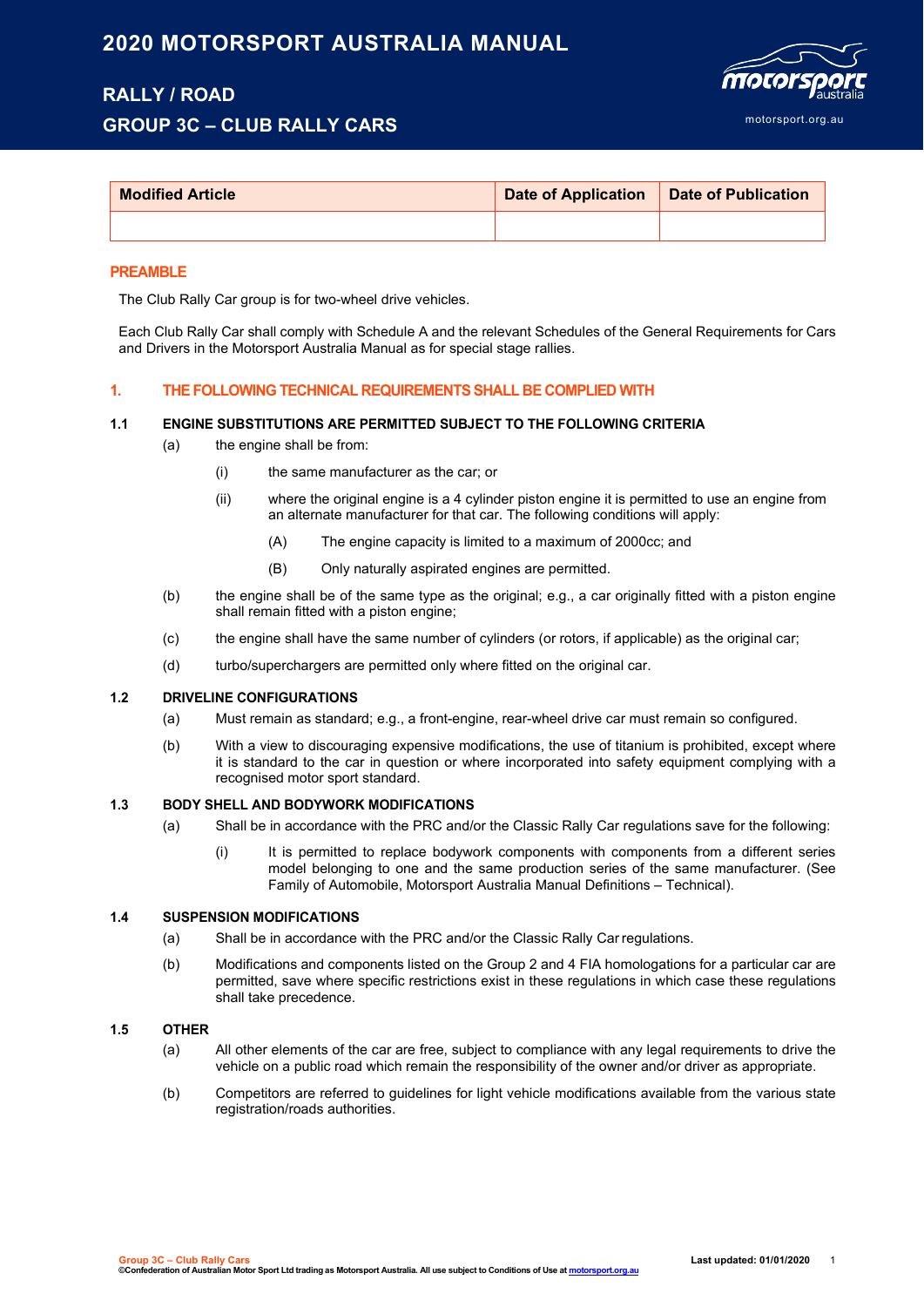# 2020 MOTORSPORT AUSTRALIA MANUAL

## RALLY / ROAD

## GROUP 3C – CLUB RALLY CARS

| Modified Article | Date of Application | Date of Publication |
|---|---|---|
| | | |

## PREAMBLE

The Club Rally Car group is for two-wheel drive vehicles.

Each Club Rally Car shall comply with Schedule A and the relevant Schedules of the General Requirements for Cars and Drivers in the Motorsport Australia Manual as for special stage rallies.

## 1. THE FOLLOWING TECHNICAL REQUIREMENTS SHALL BE COMPLIED WITH

### 1.1 ENGINE SUBSTITUTIONS ARE PERMITTED SUBJECT TO THE FOLLOWING CRITERIA

(a) the engine shall be from:

(i) the same manufacturer as the car; or

(ii) where the original engine is a 4 cylinder piston engine it is permitted to use an engine from an alternate manufacturer for that car. The following conditions will apply:

(A) The engine capacity is limited to a maximum of 2000cc; and

(B) Only naturally aspirated engines are permitted.

(b) the engine shall be of the same type as the original; e.g., a car originally fitted with a piston engine shall remain fitted with a piston engine;

(c) the engine shall have the same number of cylinders (or rotors, if applicable) as the original car;

(d) turbo/superchargers are permitted only where fitted on the original car.

### 1.2 DRIVELINE CONFIGURATIONS

(a) Must remain as standard; e.g., a front-engine, rear-wheel drive car must remain so configured.

(b) With a view to discouraging expensive modifications, the use of titanium is prohibited, except where it is standard to the car in question or where incorporated into safety equipment complying with a recognised motor sport standard.

### 1.3 BODY SHELL AND BODYWORK MODIFICATIONS

(a) Shall be in accordance with the PRC and/or the Classic Rally Car regulations save for the following:

(i) It is permitted to replace bodywork components with components from a different series model belonging to one and the same production series of the same manufacturer. (See Family of Automobile, Motorsport Australia Manual Definitions – Technical).

### 1.4 SUSPENSION MODIFICATIONS

(a) Shall be in accordance with the PRC and/or the Classic Rally Car regulations.

(b) Modifications and components listed on the Group 2 and 4 FIA homologations for a particular car are permitted, save where specific restrictions exist in these regulations in which case these regulations shall take precedence.

### 1.5 OTHER

(a) All other elements of the car are free, subject to compliance with any legal requirements to drive the vehicle on a public road which remain the responsibility of the owner and/or driver as appropriate.

(b) Competitors are referred to guidelines for light vehicle modifications available from the various state registration/roads authorities.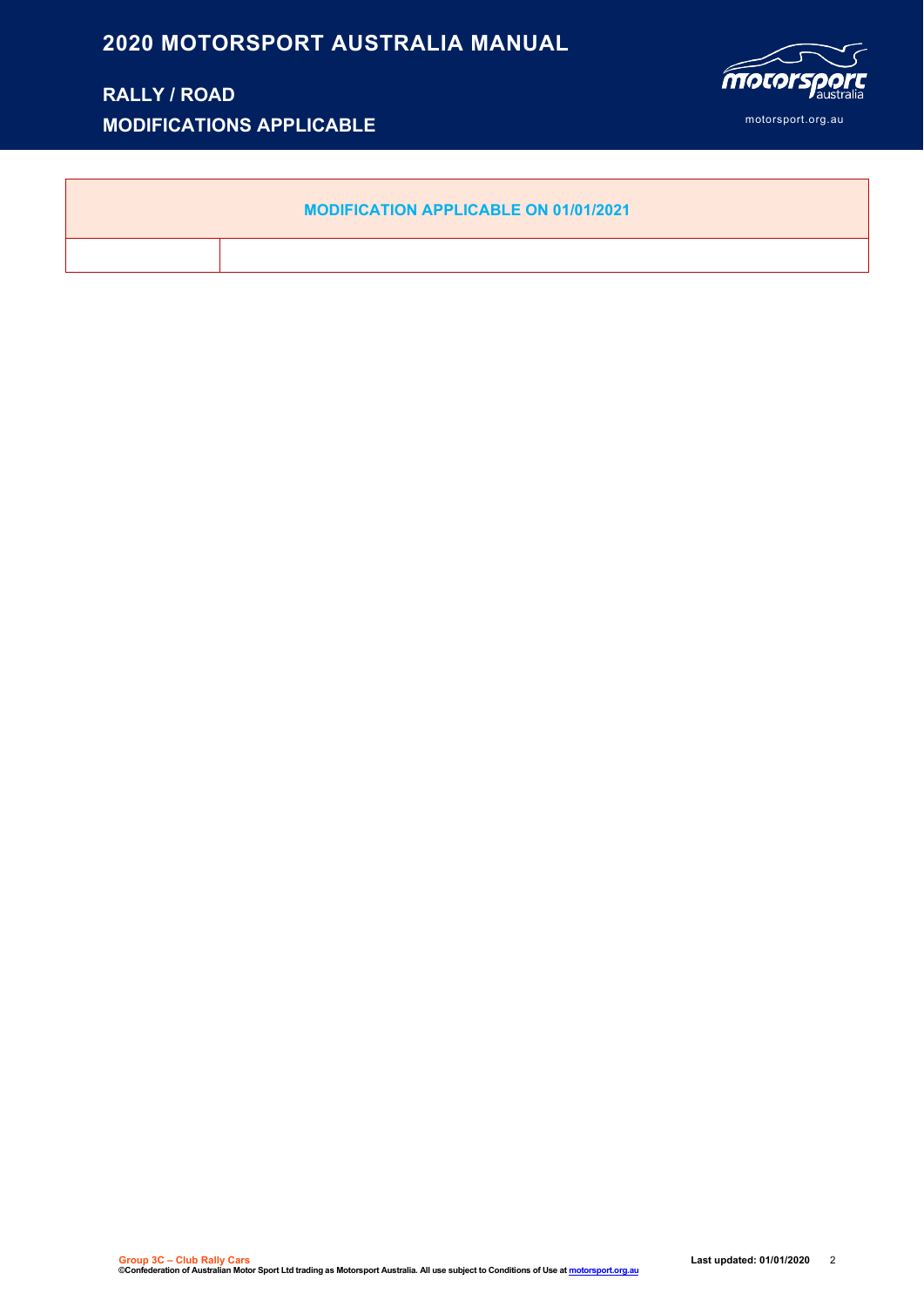| MODIFICATION APPLICABLE ON 01/01/2021 | |
|---|---|
| | |